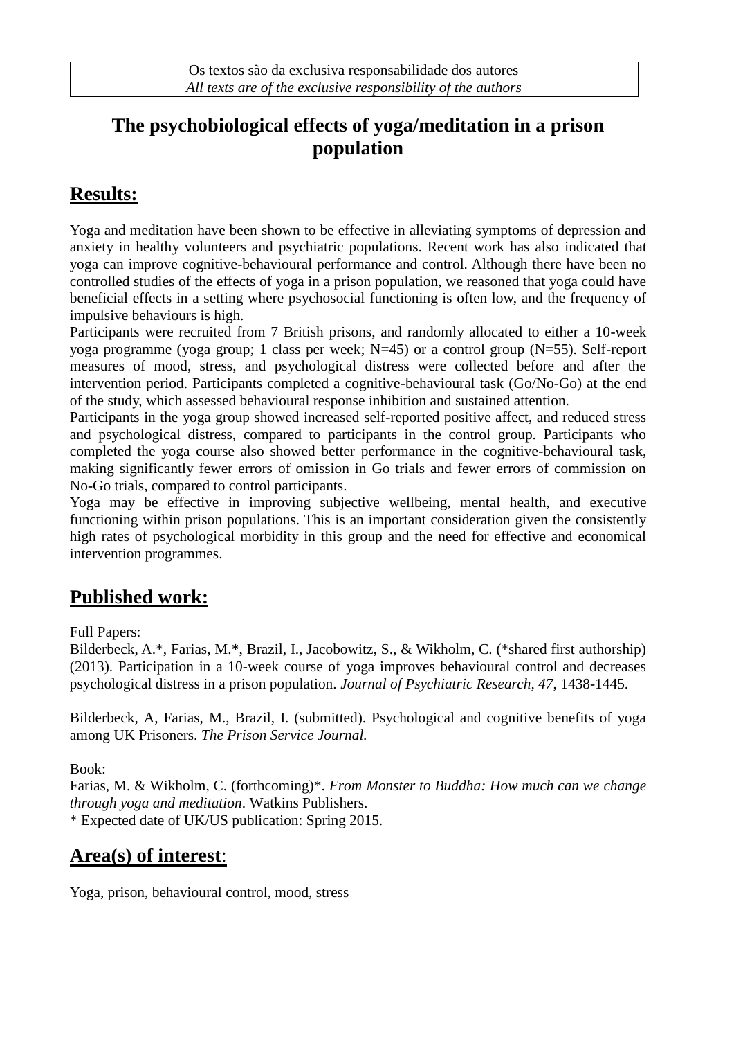Os textos são da exclusiva responsabilidade dos autores
*All texts are of the exclusive responsibility of the authors*

# The psychobiological effects of yoga/meditation in a prison population

## Results:

Yoga and meditation have been shown to be effective in alleviating symptoms of depression and anxiety in healthy volunteers and psychiatric populations. Recent work has also indicated that yoga can improve cognitive-behavioural performance and control. Although there have been no controlled studies of the effects of yoga in a prison population, we reasoned that yoga could have beneficial effects in a setting where psychosocial functioning is often low, and the frequency of impulsive behaviours is high.

Participants were recruited from 7 British prisons, and randomly allocated to either a 10-week yoga programme (yoga group; 1 class per week; N=45) or a control group (N=55). Self-report measures of mood, stress, and psychological distress were collected before and after the intervention period. Participants completed a cognitive-behavioural task (Go/No-Go) at the end of the study, which assessed behavioural response inhibition and sustained attention.

Participants in the yoga group showed increased self-reported positive affect, and reduced stress and psychological distress, compared to participants in the control group. Participants who completed the yoga course also showed better performance in the cognitive-behavioural task, making significantly fewer errors of omission in Go trials and fewer errors of commission on No-Go trials, compared to control participants.

Yoga may be effective in improving subjective wellbeing, mental health, and executive functioning within prison populations. This is an important consideration given the consistently high rates of psychological morbidity in this group and the need for effective and economical intervention programmes.

## Published work:

Full Papers:

Bilderbeck, A.*, Farias, M.**\***, Brazil, I., Jacobowitz, S., & Wikholm, C. (*shared first authorship) (2013). Participation in a 10-week course of yoga improves behavioural control and decreases psychological distress in a prison population. *Journal of Psychiatric Research*, *47*, 1438-1445.

Bilderbeck, A, Farias, M., Brazil, I. (submitted). Psychological and cognitive benefits of yoga among UK Prisoners. *The Prison Service Journal.*

Book:

Farias, M. & Wikholm, C. (forthcoming)*. *From Monster to Buddha: How much can we change through yoga and meditation*. Watkins Publishers.

* Expected date of UK/US publication: Spring 2015.

## Area(s) of interest:

Yoga, prison, behavioural control, mood, stress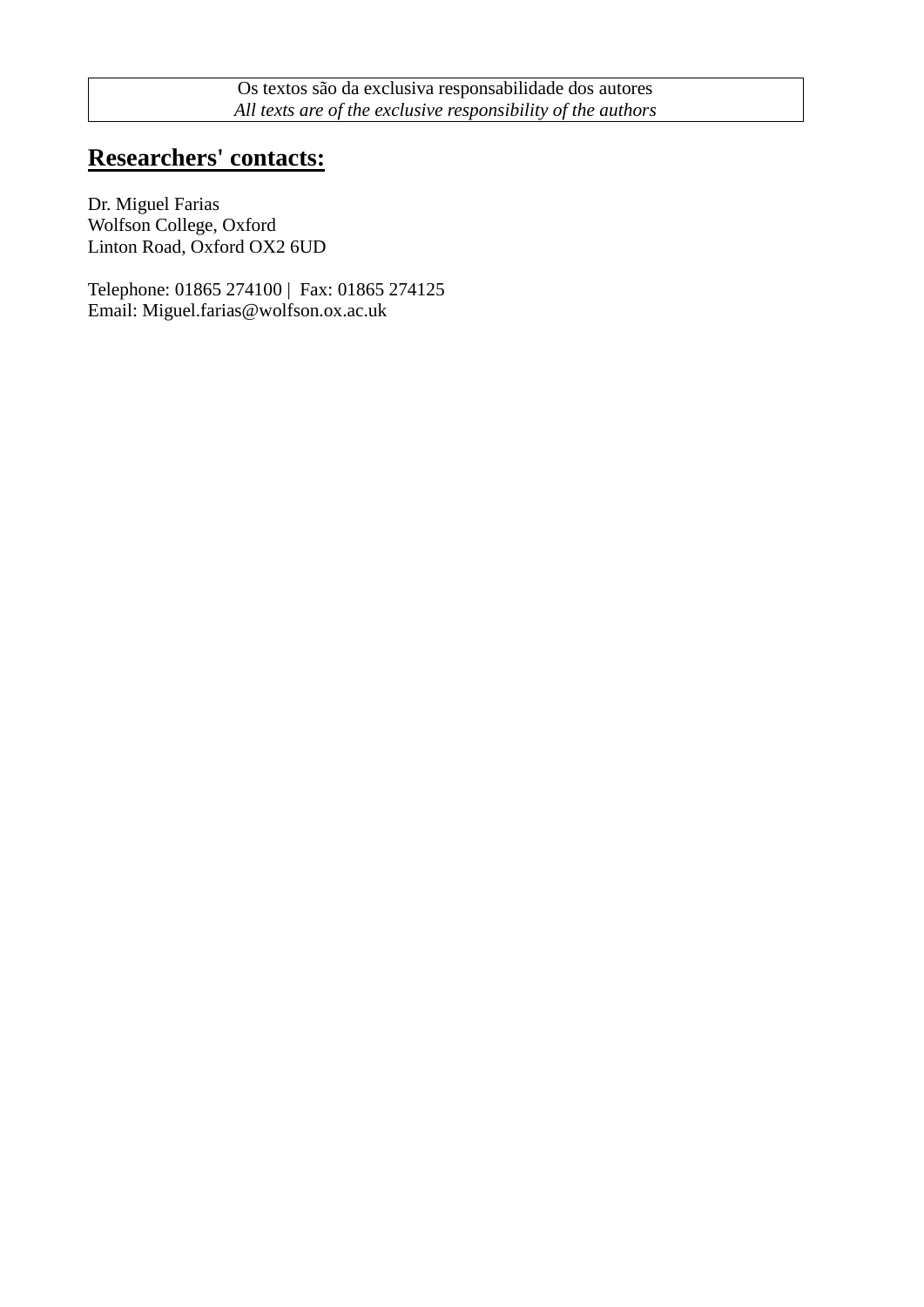Os textos são da exclusiva responsabilidade dos autores
*All texts are of the exclusive responsibility of the authors*

## **Researchers' contacts:**

Dr. Miguel Farias
Wolfson College, Oxford
Linton Road, Oxford OX2 6UD

Telephone: 01865 274100 | Fax: 01865 274125
Email: Miguel.farias@wolfson.ox.ac.uk